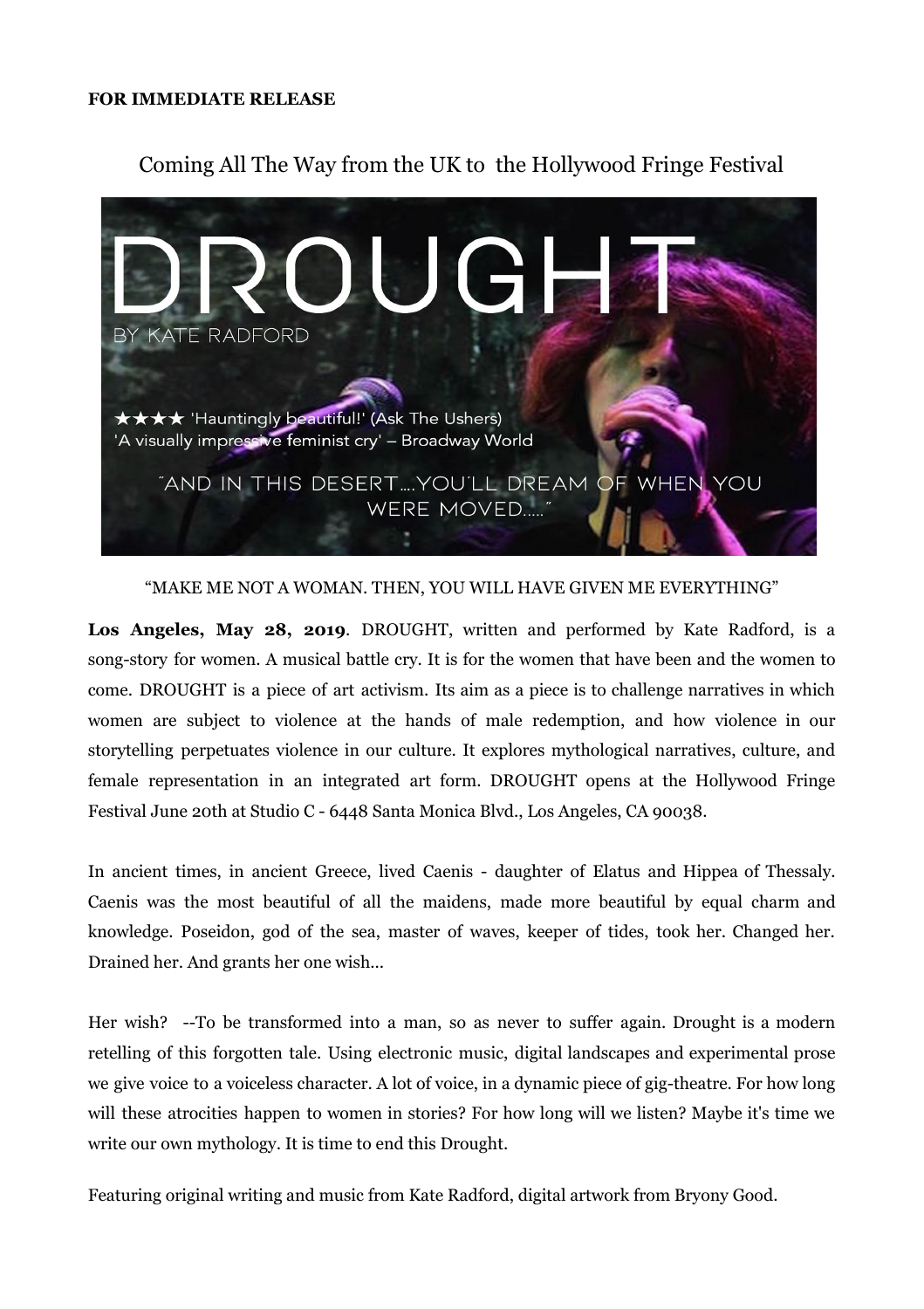**FOR IMMEDIATE RELEASE**

Coming All The Way from the UK to the Hollywood Fringe Festival

DROUGHT

BY KATE RADFORD

★★★★ 'Hauntingly beautiful!' (Ask The Ushers)
'A visually impressive feminist cry' – Broadway World

"AND IN THIS DESERT....YOU'LL DREAM OF WHEN YOU WERE MOVED....."

"MAKE ME NOT A WOMAN. THEN, YOU WILL HAVE GIVEN ME EVERYTHING"

**Los Angeles, May 28, 2019**. DROUGHT, written and performed by Kate Radford, is a song-story for women. A musical battle cry. It is for the women that have been and the women to come. DROUGHT is a piece of art activism. Its aim as a piece is to challenge narratives in which women are subject to violence at the hands of male redemption, and how violence in our storytelling perpetuates violence in our culture. It explores mythological narratives, culture, and female representation in an integrated art form. DROUGHT opens at the Hollywood Fringe Festival June 20th at Studio C - 6448 Santa Monica Blvd., Los Angeles, CA 90038.

In ancient times, in ancient Greece, lived Caenis - daughter of Elatus and Hippea of Thessaly. Caenis was the most beautiful of all the maidens, made more beautiful by equal charm and knowledge. Poseidon, god of the sea, master of waves, keeper of tides, took her. Changed her. Drained her. And grants her one wish...

Her wish? --To be transformed into a man, so as never to suffer again. Drought is a modern retelling of this forgotten tale. Using electronic music, digital landscapes and experimental prose we give voice to a voiceless character. A lot of voice, in a dynamic piece of gig-theatre. For how long will these atrocities happen to women in stories? For how long will we listen? Maybe it's time we write our own mythology. It is time to end this Drought.

Featuring original writing and music from Kate Radford, digital artwork from Bryony Good.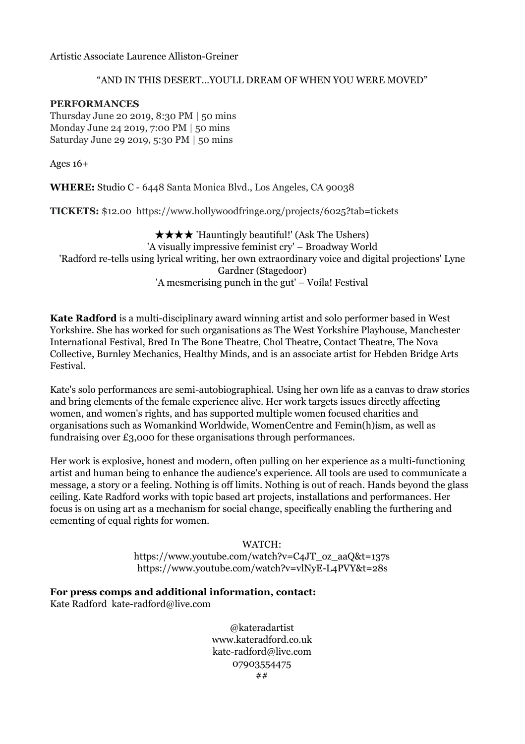Artistic Associate Laurence Alliston-Greiner

“AND IN THIS DESERT…YOU’LL DREAM OF WHEN YOU WERE MOVED”

**PERFORMANCES**
Thursday June 20 2019, 8:30 PM | 50 mins
Monday June 24 2019, 7:00 PM | 50 mins
Saturday June 29 2019, 5:30 PM | 50 mins

Ages 16+

**WHERE:** Studio C - 6448 Santa Monica Blvd., Los Angeles, CA 90038

**TICKETS:** $12.00 https://www.hollywoodfringe.org/projects/6025?tab=tickets

★★★★ 'Hauntingly beautiful!' (Ask The Ushers)
'A visually impressive feminist cry' – Broadway World
'Radford re-tells using lyrical writing, her own extraordinary voice and digital projections' Lyne Gardner (Stagedoor)
'A mesmerising punch in the gut' – Voila! Festival

**Kate Radford** is a multi-disciplinary award winning artist and solo performer based in West Yorkshire. She has worked for such organisations as The West Yorkshire Playhouse, Manchester International Festival, Bred In The Bone Theatre, Chol Theatre, Contact Theatre, The Nova Collective, Burnley Mechanics, Healthy Minds, and is an associate artist for Hebden Bridge Arts Festival.

Kate's solo performances are semi-autobiographical. Using her own life as a canvas to draw stories and bring elements of the female experience alive. Her work targets issues directly affecting women, and women's rights, and has supported multiple women focused charities and organisations such as Womankind Worldwide, WomenCentre and Femin(h)ism, as well as fundraising over £3,000 for these organisations through performances.

Her work is explosive, honest and modern, often pulling on her experience as a multi-functioning artist and human being to enhance the audience's experience. All tools are used to communicate a message, a story or a feeling. Nothing is off limits. Nothing is out of reach. Hands beyond the glass ceiling. Kate Radford works with topic based art projects, installations and performances. Her focus is on using art as a mechanism for social change, specifically enabling the furthering and cementing of equal rights for women.

WATCH:
https://www.youtube.com/watch?v=C4JT_oz_aaQ&t=137s
https://www.youtube.com/watch?v=vlNyE-L4PVY&t=28s

**For press comps and additional information, contact:**
Kate Radford kate-radford@live.com

@kateradartist
www.kateradford.co.uk
kate-radford@live.com
07903554475
##